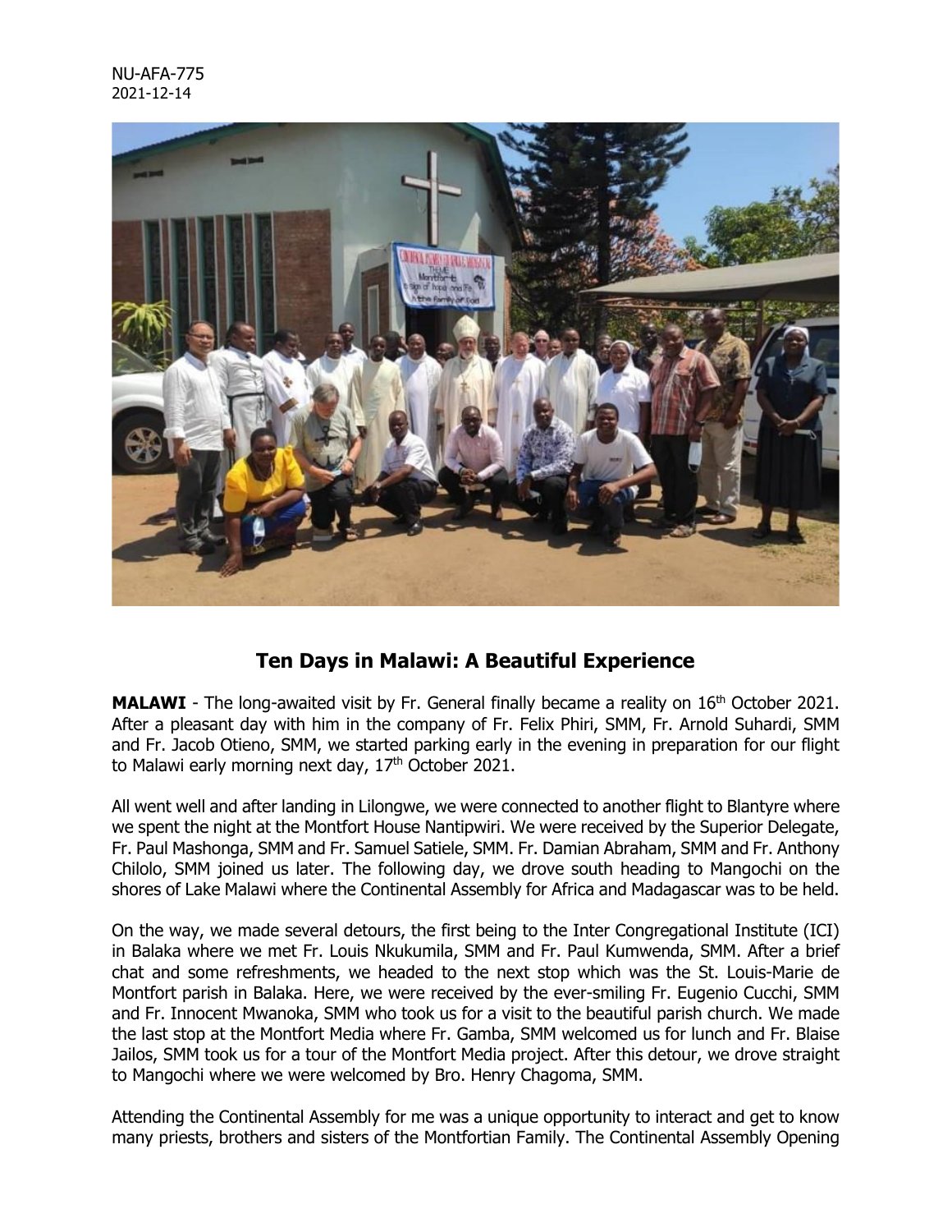NU-AFA-775
2021-12-14

## Ten Days in Malawi: A Beautiful Experience

**MALAWI** - The long-awaited visit by Fr. General finally became a reality on 16th October 2021. After a pleasant day with him in the company of Fr. Felix Phiri, SMM, Fr. Arnold Suhardi, SMM and Fr. Jacob Otieno, SMM, we started parking early in the evening in preparation for our flight to Malawi early morning next day, 17th October 2021.

All went well and after landing in Lilongwe, we were connected to another flight to Blantyre where we spent the night at the Montfort House Nantipwiri. We were received by the Superior Delegate, Fr. Paul Mashonga, SMM and Fr. Samuel Satiele, SMM. Fr. Damian Abraham, SMM and Fr. Anthony Chilolo, SMM joined us later. The following day, we drove south heading to Mangochi on the shores of Lake Malawi where the Continental Assembly for Africa and Madagascar was to be held.

On the way, we made several detours, the first being to the Inter Congregational Institute (ICI) in Balaka where we met Fr. Louis Nkukumila, SMM and Fr. Paul Kumwenda, SMM. After a brief chat and some refreshments, we headed to the next stop which was the St. Louis-Marie de Montfort parish in Balaka. Here, we were received by the ever-smiling Fr. Eugenio Cucchi, SMM and Fr. Innocent Mwanoka, SMM who took us for a visit to the beautiful parish church. We made the last stop at the Montfort Media where Fr. Gamba, SMM welcomed us for lunch and Fr. Blaise Jailos, SMM took us for a tour of the Montfort Media project. After this detour, we drove straight to Mangochi where we were welcomed by Bro. Henry Chagoma, SMM.

Attending the Continental Assembly for me was a unique opportunity to interact and get to know many priests, brothers and sisters of the Montfortian Family. The Continental Assembly Opening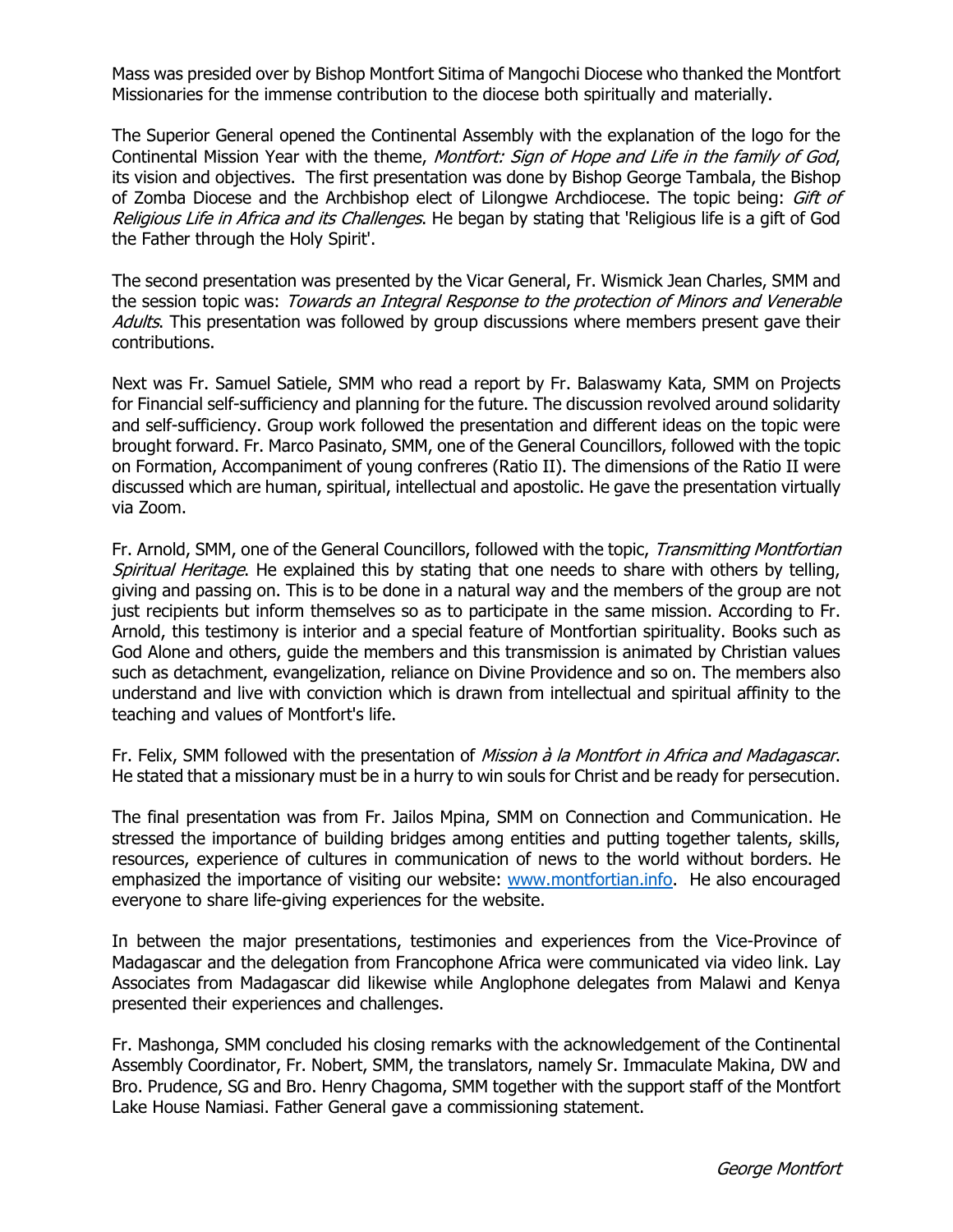Mass was presided over by Bishop Montfort Sitima of Mangochi Diocese who thanked the Montfort Missionaries for the immense contribution to the diocese both spiritually and materially.

The Superior General opened the Continental Assembly with the explanation of the logo for the Continental Mission Year with the theme, *Montfort: Sign of Hope and Life in the family of God*, its vision and objectives. The first presentation was done by Bishop George Tambala, the Bishop of Zomba Diocese and the Archbishop elect of Lilongwe Archdiocese. The topic being: *Gift of Religious Life in Africa and its Challenges*. He began by stating that 'Religious life is a gift of God the Father through the Holy Spirit'.

The second presentation was presented by the Vicar General, Fr. Wismick Jean Charles, SMM and the session topic was: *Towards an Integral Response to the protection of Minors and Venerable Adults*. This presentation was followed by group discussions where members present gave their contributions.

Next was Fr. Samuel Satiele, SMM who read a report by Fr. Balaswamy Kata, SMM on Projects for Financial self-sufficiency and planning for the future. The discussion revolved around solidarity and self-sufficiency. Group work followed the presentation and different ideas on the topic were brought forward. Fr. Marco Pasinato, SMM, one of the General Councillors, followed with the topic on Formation, Accompaniment of young confreres (Ratio II). The dimensions of the Ratio II were discussed which are human, spiritual, intellectual and apostolic. He gave the presentation virtually via Zoom.

Fr. Arnold, SMM, one of the General Councillors, followed with the topic, *Transmitting Montfortian Spiritual Heritage*. He explained this by stating that one needs to share with others by telling, giving and passing on. This is to be done in a natural way and the members of the group are not just recipients but inform themselves so as to participate in the same mission. According to Fr. Arnold, this testimony is interior and a special feature of Montfortian spirituality. Books such as God Alone and others, guide the members and this transmission is animated by Christian values such as detachment, evangelization, reliance on Divine Providence and so on. The members also understand and live with conviction which is drawn from intellectual and spiritual affinity to the teaching and values of Montfort's life.

Fr. Felix, SMM followed with the presentation of *Mission à la Montfort in Africa and Madagascar*. He stated that a missionary must be in a hurry to win souls for Christ and be ready for persecution.

The final presentation was from Fr. Jailos Mpina, SMM on Connection and Communication. He stressed the importance of building bridges among entities and putting together talents, skills, resources, experience of cultures in communication of news to the world without borders. He emphasized the importance of visiting our website: www.montfortian.info. He also encouraged everyone to share life-giving experiences for the website.

In between the major presentations, testimonies and experiences from the Vice-Province of Madagascar and the delegation from Francophone Africa were communicated via video link. Lay Associates from Madagascar did likewise while Anglophone delegates from Malawi and Kenya presented their experiences and challenges.

Fr. Mashonga, SMM concluded his closing remarks with the acknowledgement of the Continental Assembly Coordinator, Fr. Nobert, SMM, the translators, namely Sr. Immaculate Makina, DW and Bro. Prudence, SG and Bro. Henry Chagoma, SMM together with the support staff of the Montfort Lake House Namiasi. Father General gave a commissioning statement.

*George Montfort*